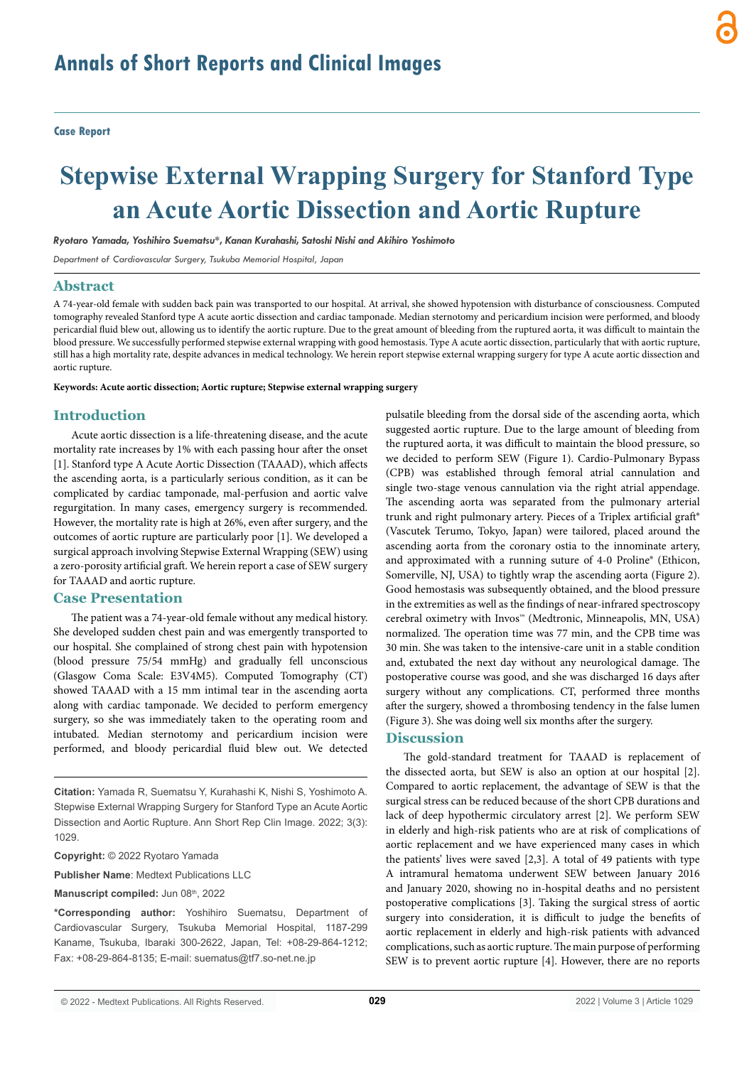## Case Report

# Stepwise External Wrapping Surgery for Stanford Type an Acute Aortic Dissection and Aortic Rupture

*Ryotaro Yamada, Yoshihiro Suematsu\*, Kanan Kurahashi, Satoshi Nishi and Akihiro Yoshimoto*

*Department of Cardiovascular Surgery, Tsukuba Memorial Hospital, Japan*

## Abstract

A 74-year-old female with sudden back pain was transported to our hospital. At arrival, she showed hypotension with disturbance of consciousness. Computed tomography revealed Stanford type A acute aortic dissection and cardiac tamponade. Median sternotomy and pericardium incision were performed, and bloody pericardial fluid blew out, allowing us to identify the aortic rupture. Due to the great amount of bleeding from the ruptured aorta, it was difficult to maintain the blood pressure. We successfully performed stepwise external wrapping with good hemostasis. Type A acute aortic dissection, particularly that with aortic rupture, still has a high mortality rate, despite advances in medical technology. We herein report stepwise external wrapping surgery for type A acute aortic dissection and aortic rupture.

**Keywords: Acute aortic dissection; Aortic rupture; Stepwise external wrapping surgery**

## Introduction

Acute aortic dissection is a life-threatening disease, and the acute mortality rate increases by 1% with each passing hour after the onset [1]. Stanford type A Acute Aortic Dissection (TAAAD), which affects the ascending aorta, is a particularly serious condition, as it can be complicated by cardiac tamponade, mal-perfusion and aortic valve regurgitation. In many cases, emergency surgery is recommended. However, the mortality rate is high at 26%, even after surgery, and the outcomes of aortic rupture are particularly poor [1]. We developed a surgical approach involving Stepwise External Wrapping (SEW) using a zero-porosity artificial graft. We herein report a case of SEW surgery for TAAAD and aortic rupture.

## Case Presentation

The patient was a 74-year-old female without any medical history. She developed sudden chest pain and was emergently transported to our hospital. She complained of strong chest pain with hypotension (blood pressure 75/54 mmHg) and gradually fell unconscious (Glasgow Coma Scale: E3V4M5). Computed Tomography (CT) showed TAAAD with a 15 mm intimal tear in the ascending aorta along with cardiac tamponade. We decided to perform emergency surgery, so she was immediately taken to the operating room and intubated. Median sternotomy and pericardium incision were performed, and bloody pericardial fluid blew out. We detected pulsatile bleeding from the dorsal side of the ascending aorta, which suggested aortic rupture. Due to the large amount of bleeding from the ruptured aorta, it was difficult to maintain the blood pressure, so we decided to perform SEW (Figure 1). Cardio-Pulmonary Bypass (CPB) was established through femoral atrial cannulation and single two-stage venous cannulation via the right atrial appendage. The ascending aorta was separated from the pulmonary arterial trunk and right pulmonary artery. Pieces of a Triplex artificial graft® (Vascutek Terumo, Tokyo, Japan) were tailored, placed around the ascending aorta from the coronary ostia to the innominate artery, and approximated with a running suture of 4-0 Proline® (Ethicon, Somerville, NJ, USA) to tightly wrap the ascending aorta (Figure 2). Good hemostasis was subsequently obtained, and the blood pressure in the extremities as well as the findings of near-infrared spectroscopy cerebral oximetry with Invos™ (Medtronic, Minneapolis, MN, USA) normalized. The operation time was 77 min, and the CPB time was 30 min. She was taken to the intensive-care unit in a stable condition and, extubated the next day without any neurological damage. The postoperative course was good, and she was discharged 16 days after surgery without any complications. CT, performed three months after the surgery, showed a thrombosing tendency in the false lumen (Figure 3). She was doing well six months after the surgery.

## Discussion

The gold-standard treatment for TAAAD is replacement of the dissected aorta, but SEW is also an option at our hospital [2]. Compared to aortic replacement, the advantage of SEW is that the surgical stress can be reduced because of the short CPB durations and lack of deep hypothermic circulatory arrest [2]. We perform SEW in elderly and high-risk patients who are at risk of complications of aortic replacement and we have experienced many cases in which the patients' lives were saved [2,3]. A total of 49 patients with type A intramural hematoma underwent SEW between January 2016 and January 2020, showing no in-hospital deaths and no persistent postoperative complications [3]. Taking the surgical stress of aortic surgery into consideration, it is difficult to judge the benefits of aortic replacement in elderly and high-risk patients with advanced complications, such as aortic rupture. The main purpose of performing SEW is to prevent aortic rupture [4]. However, there are no reports

**Citation:** Yamada R, Suematsu Y, Kurahashi K, Nishi S, Yoshimoto A. Stepwise External Wrapping Surgery for Stanford Type an Acute Aortic Dissection and Aortic Rupture. Ann Short Rep Clin Image. 2022; 3(3): 1029.

**Copyright:** © 2022 Ryotaro Yamada

**Publisher Name**: Medtext Publications LLC

**Manuscript compiled:** Jun 08th, 2022

**\*Corresponding author:** Yoshihiro Suematsu, Department of Cardiovascular Surgery, Tsukuba Memorial Hospital, 1187-299 Kaname, Tsukuba, Ibaraki 300-2622, Japan, Tel: +08-29-864-1212; Fax: +08-29-864-8135; E-mail: suematus@tf7.so-net.ne.jp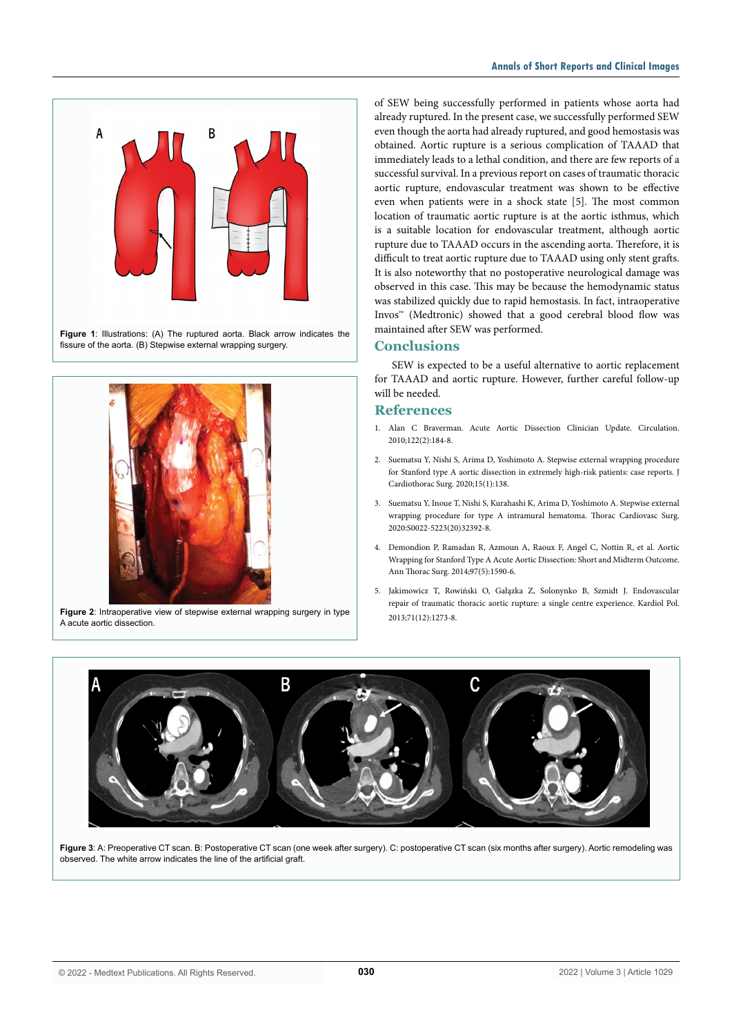of SEW being successfully performed in patients whose aorta had already ruptured. In the present case, we successfully performed SEW even though the aorta had already ruptured, and good hemostasis was obtained. Aortic rupture is a serious complication of TAAAD that immediately leads to a lethal condition, and there are few reports of a successful survival. In a previous report on cases of traumatic thoracic aortic rupture, endovascular treatment was shown to be effective even when patients were in a shock state [5]. The most common location of traumatic aortic rupture is at the aortic isthmus, which is a suitable location for endovascular treatment, although aortic rupture due to TAAAD occurs in the ascending aorta. Therefore, it is difficult to treat aortic rupture due to TAAAD using only stent grafts. It is also noteworthy that no postoperative neurological damage was observed in this case. This may be because the hemodynamic status was stabilized quickly due to rapid hemostasis. In fact, intraoperative Invos™ (Medtronic) showed that a good cerebral blood flow was maintained after SEW was performed.

**Figure 1**: Illustrations: (A) The ruptured aorta. Black arrow indicates the fissure of the aorta. (B) Stepwise external wrapping surgery.

**Figure 2**: Intraoperative view of stepwise external wrapping surgery in type A acute aortic dissection.

## Conclusions

SEW is expected to be a useful alternative to aortic replacement for TAAAD and aortic rupture. However, further careful follow-up will be needed.

## References

1. Alan C Braverman. Acute Aortic Dissection Clinician Update. Circulation. 2010;122(2):184-8.
2. Suematsu Y, Nishi S, Arima D, Yoshimoto A. Stepwise external wrapping procedure for Stanford type A aortic dissection in extremely high-risk patients: case reports. J Cardiothorac Surg. 2020;15(1):138.
3. Suematsu Y, Inoue T, Nishi S, Kurahashi K, Arima D, Yoshimoto A. Stepwise external wrapping procedure for type A intramural hematoma. Thorac Cardiovasc Surg. 2020:S0022-5223(20)32392-8.
4. Demondion P, Ramadan R, Azmoun A, Raoux F, Angel C, Nottin R, et al. Aortic Wrapping for Stanford Type A Acute Aortic Dissection: Short and Midterm Outcome. Ann Thorac Surg. 2014;97(5):1590-6.
5. Jakimowicz T, Rowiński O, Gałązka Z, Solonynko B, Szmidt J. Endovascular repair of traumatic thoracic aortic rupture: a single centre experience. Kardiol Pol. 2013;71(12):1273-8.

**Figure 3**: A: Preoperative CT scan. B: Postoperative CT scan (one week after surgery). C: postoperative CT scan (six months after surgery). Aortic remodeling was observed. The white arrow indicates the line of the artificial graft.